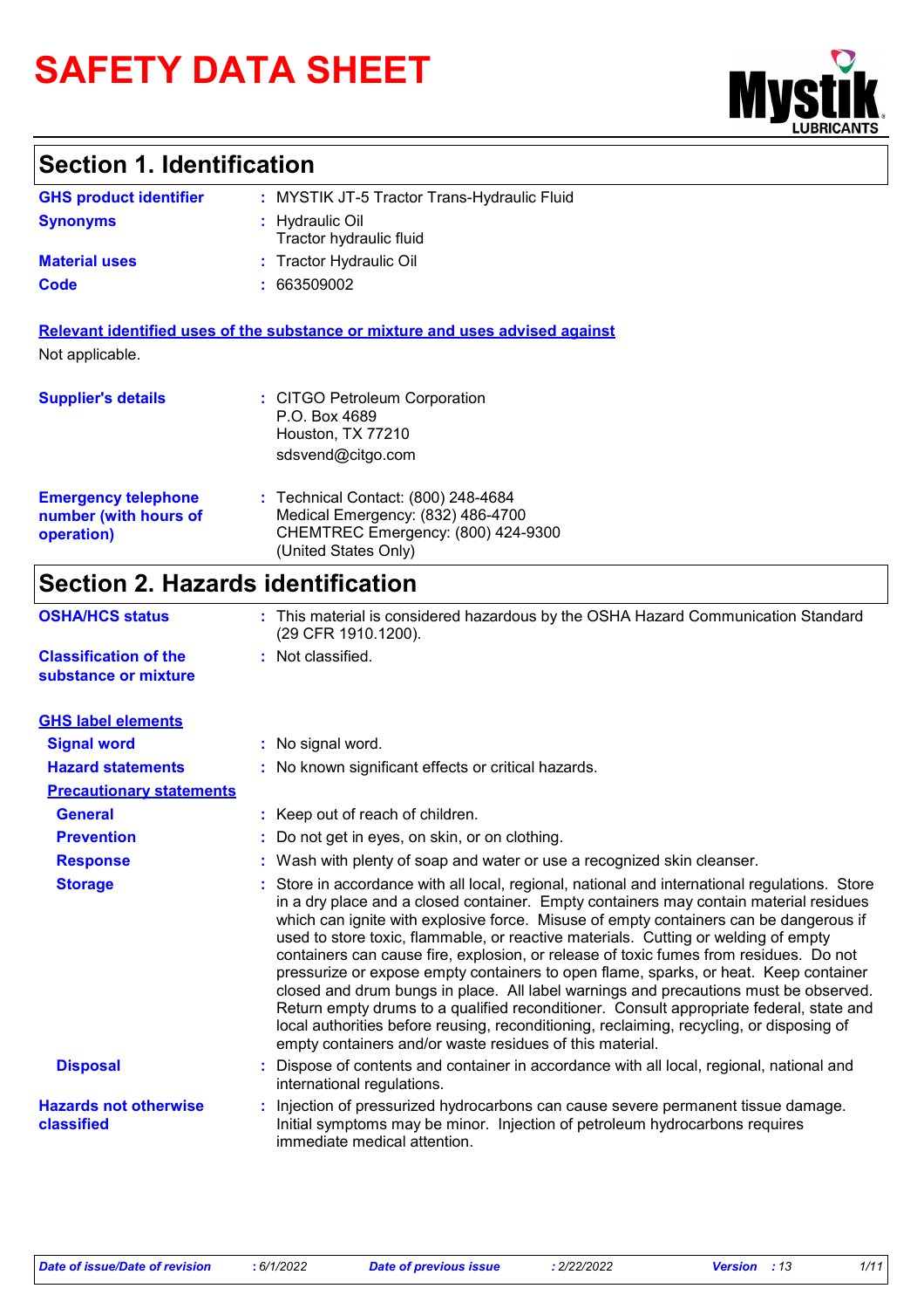# SAFETY DATA SHEET

## Section 1. Identification

| | | |
|---|---|---|
| **GHS product identifier** | : | MYSTIK JT-5 Tractor Trans-Hydraulic Fluid |
| **Synonyms** | : | Hydraulic Oil<br>Tractor hydraulic fluid |
| **Material uses** | : | Tractor Hydraulic Oil |
| **Code** | : | 663509002 |

**Relevant identified uses of the substance or mixture and uses advised against**

Not applicable.

| | | |
|---|---|---|
| **Supplier's details** | : | CITGO Petroleum Corporation<br>P.O. Box 4689<br>Houston, TX 77210<br>sdsvend@citgo.com |
| **Emergency telephone number (with hours of operation)** | : | Technical Contact: (800) 248-4684<br>Medical Emergency: (832) 486-4700<br>CHEMTREC Emergency: (800) 424-9300<br>(United States Only) |

## Section 2. Hazards identification

| | | |
|---|---|---|
| **OSHA/HCS status** | : | This material is considered hazardous by the OSHA Hazard Communication Standard (29 CFR 1910.1200). |
| **Classification of the substance or mixture** | : | Not classified. |

**GHS label elements**

| | | |
|---|---|---|
| **Signal word** | : | No signal word. |
| **Hazard statements** | : | No known significant effects or critical hazards. |

**Precautionary statements**

| | | |
|---|---|---|
| **General** | : | Keep out of reach of children. |
| **Prevention** | : | Do not get in eyes, on skin, or on clothing. |
| **Response** | : | Wash with plenty of soap and water or use a recognized skin cleanser. |
| **Storage** | : | Store in accordance with all local, regional, national and international regulations. Store in a dry place and a closed container. Empty containers may contain material residues which can ignite with explosive force. Misuse of empty containers can be dangerous if used to store toxic, flammable, or reactive materials. Cutting or welding of empty containers can cause fire, explosion, or release of toxic fumes from residues. Do not pressurize or expose empty containers to open flame, sparks, or heat. Keep container closed and drum bungs in place. All label warnings and precautions must be observed. Return empty drums to a qualified reconditioner. Consult appropriate federal, state and local authorities before reusing, reconditioning, reclaiming, recycling, or disposing of empty containers and/or waste residues of this material. |
| **Disposal** | : | Dispose of contents and container in accordance with all local, regional, national and international regulations. |
| **Hazards not otherwise classified** | : | Injection of pressurized hydrocarbons can cause severe permanent tissue damage. Initial symptoms may be minor. Injection of petroleum hydrocarbons requires immediate medical attention. |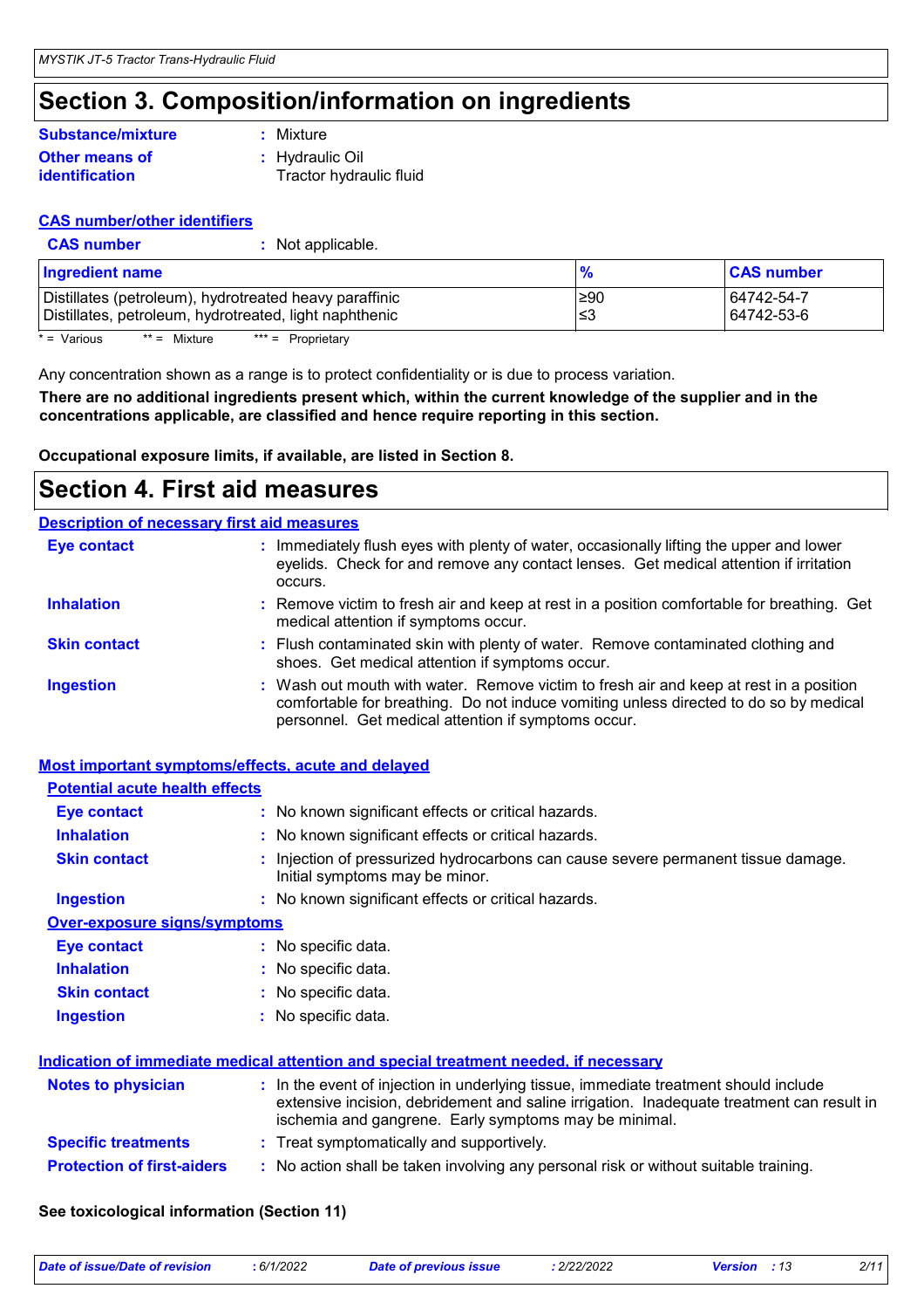# Section 3. Composition/information on ingredients

**Substance/mixture** : Mixture

**Other means of identification** : Hydraulic Oil
Tractor hydraulic fluid

**CAS number/other identifiers**

**CAS number** : Not applicable.

| Ingredient name | % | CAS number |
|---|---|---|
| Distillates (petroleum), hydrotreated heavy paraffinic | ≥90 | 64742-54-7 |
| Distillates, petroleum, hydrotreated, light naphthenic | ≤3 | 64742-53-6 |

* = Various ** = Mixture *** = Proprietary

Any concentration shown as a range is to protect confidentiality or is due to process variation.

**There are no additional ingredients present which, within the current knowledge of the supplier and in the concentrations applicable, are classified and hence require reporting in this section.**

**Occupational exposure limits, if available, are listed in Section 8.**

# Section 4. First aid measures

**Description of necessary first aid measures**

**Eye contact** : Immediately flush eyes with plenty of water, occasionally lifting the upper and lower eyelids. Check for and remove any contact lenses. Get medical attention if irritation occurs.

**Inhalation** : Remove victim to fresh air and keep at rest in a position comfortable for breathing. Get medical attention if symptoms occur.

**Skin contact** : Flush contaminated skin with plenty of water. Remove contaminated clothing and shoes. Get medical attention if symptoms occur.

**Ingestion** : Wash out mouth with water. Remove victim to fresh air and keep at rest in a position comfortable for breathing. Do not induce vomiting unless directed to do so by medical personnel. Get medical attention if symptoms occur.

**Most important symptoms/effects, acute and delayed**

**Potential acute health effects**

**Eye contact** : No known significant effects or critical hazards.

**Inhalation** : No known significant effects or critical hazards.

**Skin contact** : Injection of pressurized hydrocarbons can cause severe permanent tissue damage. Initial symptoms may be minor.

**Ingestion** : No known significant effects or critical hazards.

**Over-exposure signs/symptoms**

**Eye contact** : No specific data.

**Inhalation** : No specific data.

**Skin contact** : No specific data.

**Ingestion** : No specific data.

**Indication of immediate medical attention and special treatment needed, if necessary**

**Notes to physician** : In the event of injection in underlying tissue, immediate treatment should include extensive incision, debridement and saline irrigation. Inadequate treatment can result in ischemia and gangrene. Early symptoms may be minimal.

**Specific treatments** : Treat symptomatically and supportively.

**Protection of first-aiders** : No action shall be taken involving any personal risk or without suitable training.

**See toxicological information (Section 11)**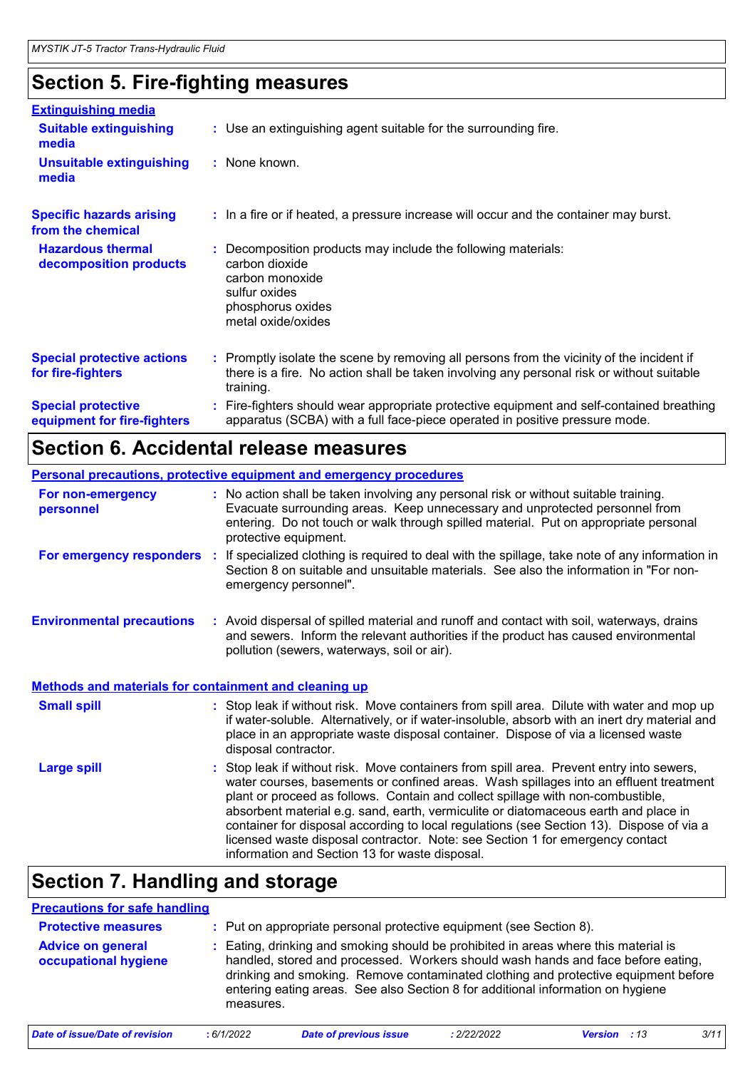## Section 5. Fire-fighting measures

### Extinguishing media

**Suitable extinguishing media** : Use an extinguishing agent suitable for the surrounding fire.

**Unsuitable extinguishing media** : None known.

**Specific hazards arising from the chemical** : In a fire or if heated, a pressure increase will occur and the container may burst.

**Hazardous thermal decomposition products** : Decomposition products may include the following materials:
carbon dioxide
carbon monoxide
sulfur oxides
phosphorus oxides
metal oxide/oxides

**Special protective actions for fire-fighters** : Promptly isolate the scene by removing all persons from the vicinity of the incident if there is a fire. No action shall be taken involving any personal risk or without suitable training.

**Special protective equipment for fire-fighters** : Fire-fighters should wear appropriate protective equipment and self-contained breathing apparatus (SCBA) with a full face-piece operated in positive pressure mode.

## Section 6. Accidental release measures

### Personal precautions, protective equipment and emergency procedures

**For non-emergency personnel** : No action shall be taken involving any personal risk or without suitable training. Evacuate surrounding areas. Keep unnecessary and unprotected personnel from entering. Do not touch or walk through spilled material. Put on appropriate personal protective equipment.

**For emergency responders** : If specialized clothing is required to deal with the spillage, take note of any information in Section 8 on suitable and unsuitable materials. See also the information in "For non-emergency personnel".

**Environmental precautions** : Avoid dispersal of spilled material and runoff and contact with soil, waterways, drains and sewers. Inform the relevant authorities if the product has caused environmental pollution (sewers, waterways, soil or air).

### Methods and materials for containment and cleaning up

**Small spill** : Stop leak if without risk. Move containers from spill area. Dilute with water and mop up if water-soluble. Alternatively, or if water-insoluble, absorb with an inert dry material and place in an appropriate waste disposal container. Dispose of via a licensed waste disposal contractor.

**Large spill** : Stop leak if without risk. Move containers from spill area. Prevent entry into sewers, water courses, basements or confined areas. Wash spillages into an effluent treatment plant or proceed as follows. Contain and collect spillage with non-combustible, absorbent material e.g. sand, earth, vermiculite or diatomaceous earth and place in container for disposal according to local regulations (see Section 13). Dispose of via a licensed waste disposal contractor. Note: see Section 1 for emergency contact information and Section 13 for waste disposal.

## Section 7. Handling and storage

### Precautions for safe handling

**Protective measures** : Put on appropriate personal protective equipment (see Section 8).

**Advice on general occupational hygiene** : Eating, drinking and smoking should be prohibited in areas where this material is handled, stored and processed. Workers should wash hands and face before eating, drinking and smoking. Remove contaminated clothing and protective equipment before entering eating areas. See also Section 8 for additional information on hygiene measures.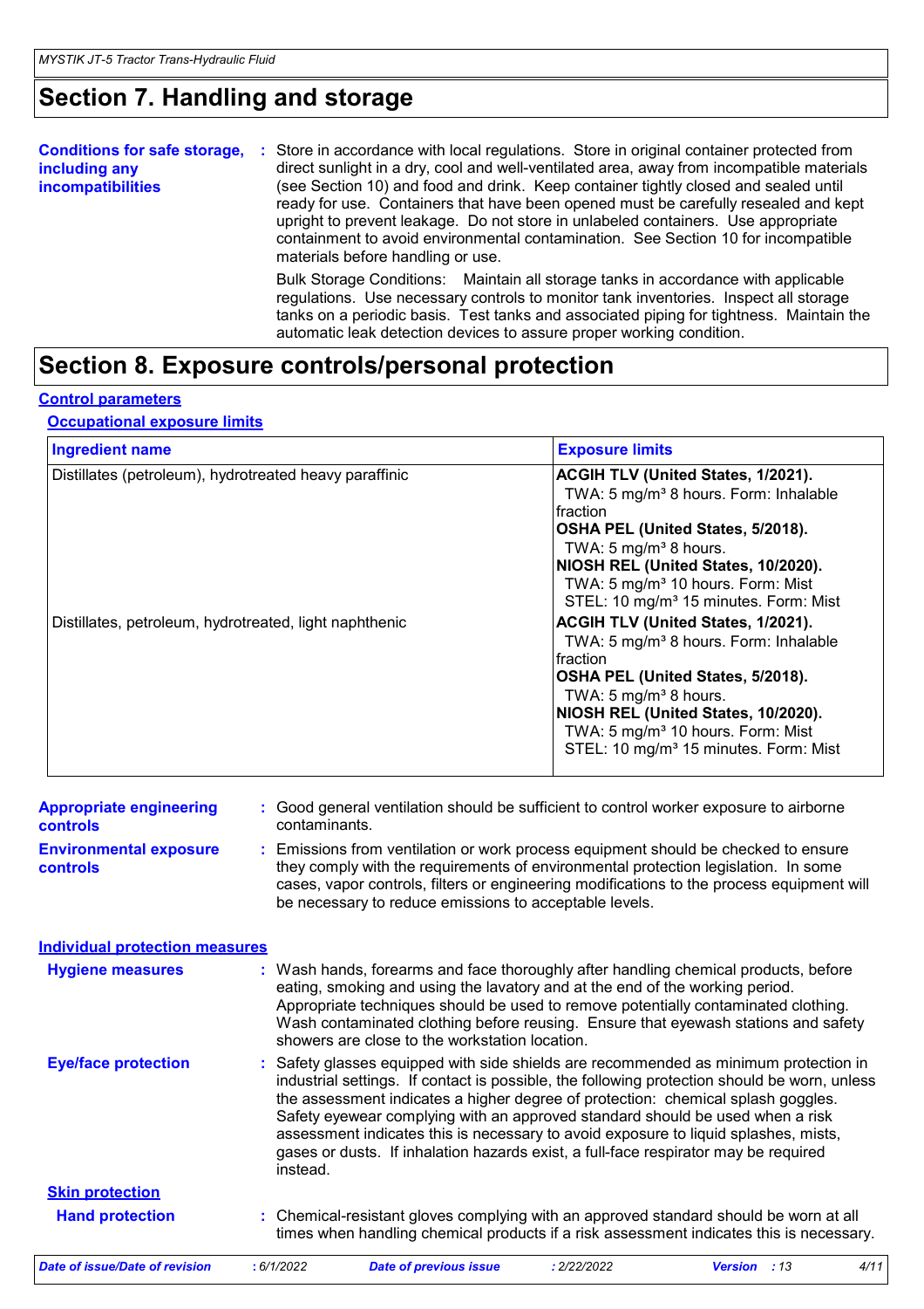# Section 7. Handling and storage

**Conditions for safe storage, including any incompatibilities** : Store in accordance with local regulations. Store in original container protected from direct sunlight in a dry, cool and well-ventilated area, away from incompatible materials (see Section 10) and food and drink. Keep container tightly closed and sealed until ready for use. Containers that have been opened must be carefully resealed and kept upright to prevent leakage. Do not store in unlabeled containers. Use appropriate containment to avoid environmental contamination. See Section 10 for incompatible materials before handling or use.

Bulk Storage Conditions: Maintain all storage tanks in accordance with applicable regulations. Use necessary controls to monitor tank inventories. Inspect all storage tanks on a periodic basis. Test tanks and associated piping for tightness. Maintain the automatic leak detection devices to assure proper working condition.

# Section 8. Exposure controls/personal protection

## Control parameters

### Occupational exposure limits

| Ingredient name | Exposure limits |
|---|---|
| Distillates (petroleum), hydrotreated heavy paraffinic | **ACGIH TLV (United States, 1/2021).**<br>TWA: 5 mg/m³ 8 hours. Form: Inhalable fraction<br>**OSHA PEL (United States, 5/2018).**<br>TWA: 5 mg/m³ 8 hours.<br>**NIOSH REL (United States, 10/2020).**<br>TWA: 5 mg/m³ 10 hours. Form: Mist<br>STEL: 10 mg/m³ 15 minutes. Form: Mist |
| Distillates, petroleum, hydrotreated, light naphthenic | **ACGIH TLV (United States, 1/2021).**<br>TWA: 5 mg/m³ 8 hours. Form: Inhalable fraction<br>**OSHA PEL (United States, 5/2018).**<br>TWA: 5 mg/m³ 8 hours.<br>**NIOSH REL (United States, 10/2020).**<br>TWA: 5 mg/m³ 10 hours. Form: Mist<br>STEL: 10 mg/m³ 15 minutes. Form: Mist |

**Appropriate engineering controls** : Good general ventilation should be sufficient to control worker exposure to airborne contaminants.

**Environmental exposure controls** : Emissions from ventilation or work process equipment should be checked to ensure they comply with the requirements of environmental protection legislation. In some cases, vapor controls, filters or engineering modifications to the process equipment will be necessary to reduce emissions to acceptable levels.

## Individual protection measures

**Hygiene measures** : Wash hands, forearms and face thoroughly after handling chemical products, before eating, smoking and using the lavatory and at the end of the working period. Appropriate techniques should be used to remove potentially contaminated clothing. Wash contaminated clothing before reusing. Ensure that eyewash stations and safety showers are close to the workstation location.

**Eye/face protection** : Safety glasses equipped with side shields are recommended as minimum protection in industrial settings. If contact is possible, the following protection should be worn, unless the assessment indicates a higher degree of protection: chemical splash goggles. Safety eyewear complying with an approved standard should be used when a risk assessment indicates this is necessary to avoid exposure to liquid splashes, mists, gases or dusts. If inhalation hazards exist, a full-face respirator may be required instead.

### Skin protection

**Hand protection** : Chemical-resistant gloves complying with an approved standard should be worn at all times when handling chemical products if a risk assessment indicates this is necessary.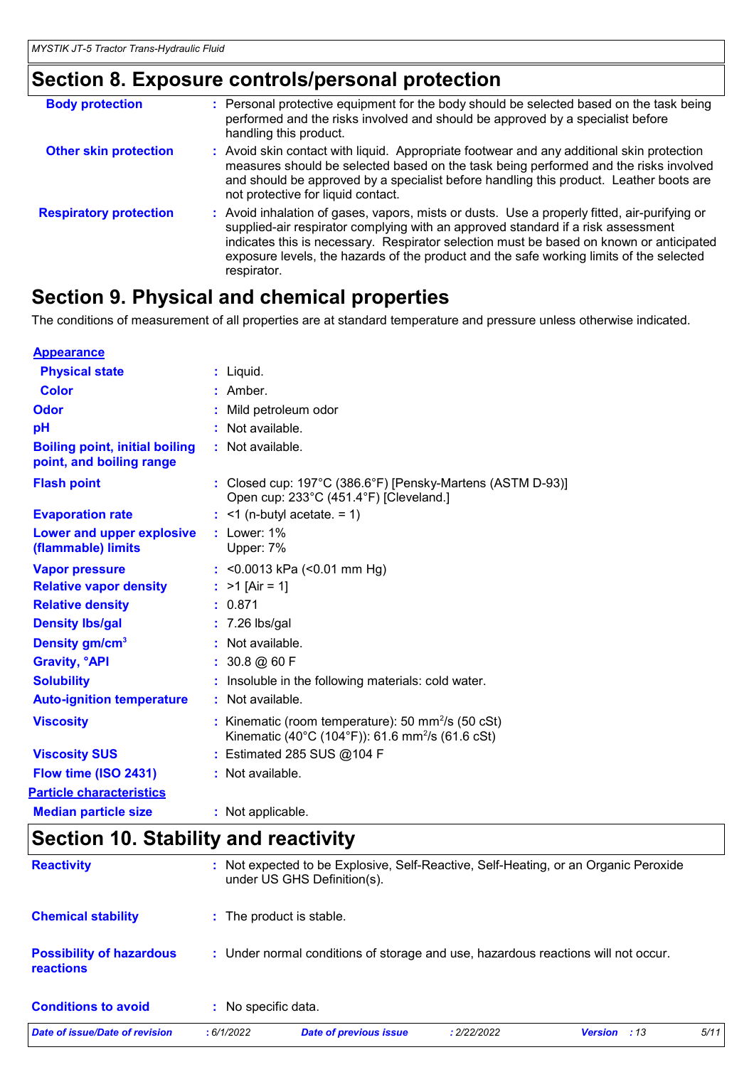## Section 8. Exposure controls/personal protection

| | |
|---|---|
| **Body protection** | : Personal protective equipment for the body should be selected based on the task being performed and the risks involved and should be approved by a specialist before handling this product. |
| **Other skin protection** | : Avoid skin contact with liquid. Appropriate footwear and any additional skin protection measures should be selected based on the task being performed and the risks involved and should be approved by a specialist before handling this product. Leather boots are not protective for liquid contact. |
| **Respiratory protection** | : Avoid inhalation of gases, vapors, mists or dusts. Use a properly fitted, air-purifying or supplied-air respirator complying with an approved standard if a risk assessment indicates this is necessary. Respirator selection must be based on known or anticipated exposure levels, the hazards of the product and the safe working limits of the selected respirator. |

## Section 9. Physical and chemical properties

The conditions of measurement of all properties are at standard temperature and pressure unless otherwise indicated.

| | |
|---|---|
| **Appearance** | |
| **Physical state** | : Liquid. |
| **Color** | : Amber. |
| **Odor** | : Mild petroleum odor |
| **pH** | : Not available. |
| **Boiling point, initial boiling point, and boiling range** | : Not available. |
| **Flash point** | : Closed cup: 197°C (386.6°F) [Pensky-Martens (ASTM D-93)]<br>Open cup: 233°C (451.4°F) [Cleveland.] |
| **Evaporation rate** | : <1 (n-butyl acetate. = 1) |
| **Lower and upper explosive (flammable) limits** | : Lower: 1%<br>Upper: 7% |
| **Vapor pressure** | : <0.0013 kPa (<0.01 mm Hg) |
| **Relative vapor density** | : >1 [Air = 1] |
| **Relative density** | : 0.871 |
| **Density lbs/gal** | : 7.26 lbs/gal |
| **Density gm/cm$^3$** | : Not available. |
| **Gravity, °API** | : 30.8 @ 60 F |
| **Solubility** | : Insoluble in the following materials: cold water. |
| **Auto-ignition temperature** | : Not available. |
| **Viscosity** | : Kinematic (room temperature): 50 mm$^2$/s (50 cSt)<br>Kinematic (40°C (104°F)): 61.6 mm$^2$/s (61.6 cSt) |
| **Viscosity SUS** | : Estimated 285 SUS @104 F |
| **Flow time (ISO 2431)** | : Not available. |
| **Particle characteristics** | |
| **Median particle size** | : Not applicable. |

## Section 10. Stability and reactivity

| | |
|---|---|
| **Reactivity** | : Not expected to be Explosive, Self-Reactive, Self-Heating, or an Organic Peroxide under US GHS Definition(s). |
| **Chemical stability** | : The product is stable. |
| **Possibility of hazardous reactions** | : Under normal conditions of storage and use, hazardous reactions will not occur. |
| **Conditions to avoid** | : No specific data. |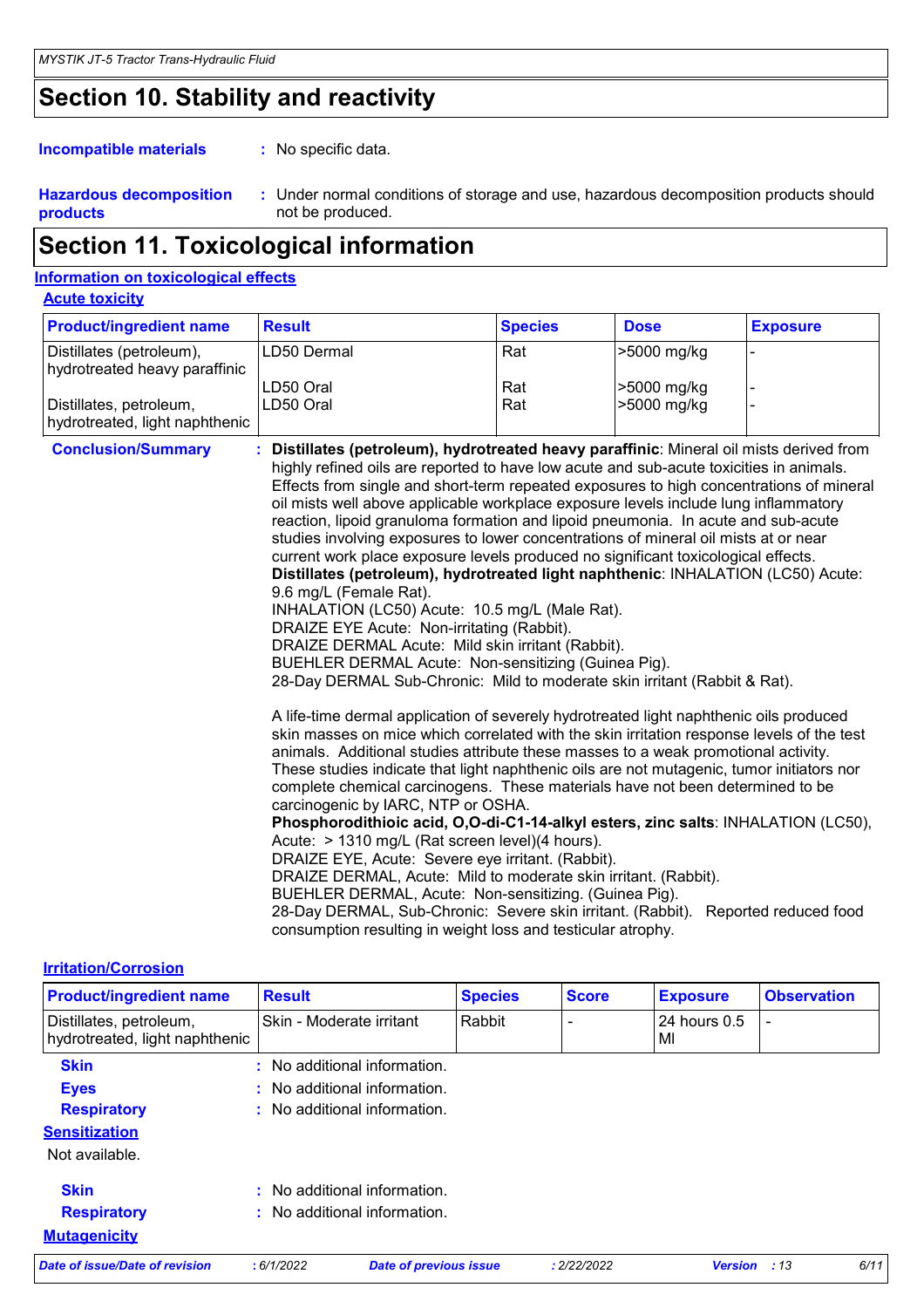## Section 10. Stability and reactivity

**Incompatible materials** : No specific data.

**Hazardous decomposition products** : Under normal conditions of storage and use, hazardous decomposition products should not be produced.

## Section 11. Toxicological information

### Information on toxicological effects

**Acute toxicity**

| Product/ingredient name | Result | Species | Dose | Exposure |
|---|---|---|---|---|
| Distillates (petroleum), hydrotreated heavy paraffinic | LD50 Dermal | Rat | >5000 mg/kg | - |
| | LD50 Oral | Rat | >5000 mg/kg | - |
| Distillates, petroleum, hydrotreated, light naphthenic | LD50 Oral | Rat | >5000 mg/kg | - |

**Conclusion/Summary** : **Distillates (petroleum), hydrotreated heavy paraffinic**: Mineral oil mists derived from highly refined oils are reported to have low acute and sub-acute toxicities in animals. Effects from single and short-term repeated exposures to high concentrations of mineral oil mists well above applicable workplace exposure levels include lung inflammatory reaction, lipoid granuloma formation and lipoid pneumonia. In acute and sub-acute studies involving exposures to lower concentrations of mineral oil mists at or near current work place exposure levels produced no significant toxicological effects.
**Distillates (petroleum), hydrotreated light naphthenic**: INHALATION (LC50) Acute: 9.6 mg/L (Female Rat).
INHALATION (LC50) Acute: 10.5 mg/L (Male Rat).
DRAIZE EYE Acute: Non-irritating (Rabbit).
DRAIZE DERMAL Acute: Mild skin irritant (Rabbit).
BUEHLER DERMAL Acute: Non-sensitizing (Guinea Pig).
28-Day DERMAL Sub-Chronic: Mild to moderate skin irritant (Rabbit & Rat).

A life-time dermal application of severely hydrotreated light naphthenic oils produced skin masses on mice which correlated with the skin irritation response levels of the test animals. Additional studies attribute these masses to a weak promotional activity. These studies indicate that light naphthenic oils are not mutagenic, tumor initiators nor complete chemical carcinogens. These materials have not been determined to be carcinogenic by IARC, NTP or OSHA.
**Phosphorodithioic acid, O,O-di-C1-14-alkyl esters, zinc salts**: INHALATION (LC50), Acute: > 1310 mg/L (Rat screen level)(4 hours).
DRAIZE EYE, Acute: Severe eye irritant. (Rabbit).
DRAIZE DERMAL, Acute: Mild to moderate skin irritant. (Rabbit).
BUEHLER DERMAL, Acute: Non-sensitizing. (Guinea Pig).
28-Day DERMAL, Sub-Chronic: Severe skin irritant. (Rabbit). Reported reduced food consumption resulting in weight loss and testicular atrophy.

**Irritation/Corrosion**

| Product/ingredient name | Result | Species | Score | Exposure | Observation |
|---|---|---|---|---|---|
| Distillates, petroleum, hydrotreated, light naphthenic | Skin - Moderate irritant | Rabbit | - | 24 hours 0.5 Ml | - |

**Skin** : No additional information.

**Eyes** : No additional information.

**Respiratory** : No additional information.

**Sensitization**

Not available.

**Skin** : No additional information.

**Respiratory** : No additional information.

**Mutagenicity**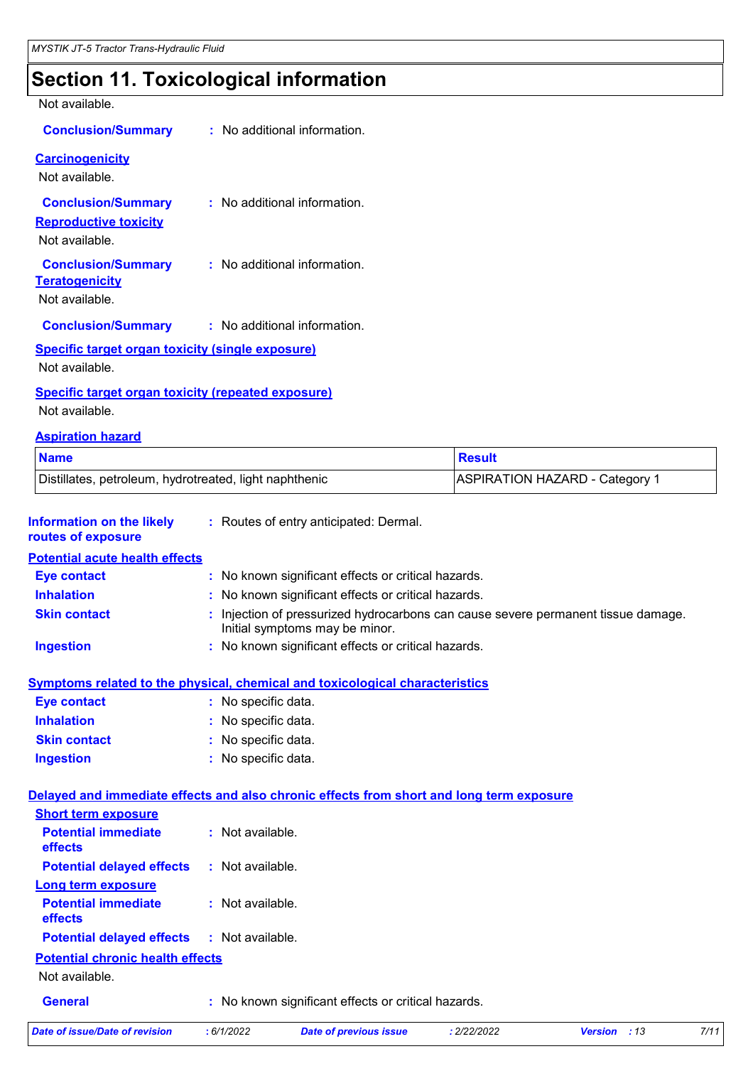## Section 11. Toxicological information

Not available.

**Conclusion/Summary** : No additional information.

**Carcinogenicity**

Not available.

**Conclusion/Summary** : No additional information.

**Reproductive toxicity**

Not available.

**Conclusion/Summary** : No additional information.

**Teratogenicity**

Not available.

**Conclusion/Summary** : No additional information.

**Specific target organ toxicity (single exposure)**

Not available.

**Specific target organ toxicity (repeated exposure)**

Not available.

**Aspiration hazard**

| Name | Result |
| --- | --- |
| Distillates, petroleum, hydrotreated, light naphthenic | ASPIRATION HAZARD - Category 1 |

**Information on the likely routes of exposure** : Routes of entry anticipated: Dermal.

**Potential acute health effects**

**Eye contact** : No known significant effects or critical hazards.

**Inhalation** : No known significant effects or critical hazards.

**Skin contact** : Injection of pressurized hydrocarbons can cause severe permanent tissue damage. Initial symptoms may be minor.

**Ingestion** : No known significant effects or critical hazards.

**Symptoms related to the physical, chemical and toxicological characteristics**

**Eye contact** : No specific data.

**Inhalation** : No specific data.

**Skin contact** : No specific data.

**Ingestion** : No specific data.

**Delayed and immediate effects and also chronic effects from short and long term exposure**

**Short term exposure**

**Potential immediate effects** : Not available.

**Potential delayed effects** : Not available.

**Long term exposure**

**Potential immediate effects** : Not available.

**Potential delayed effects** : Not available.

**Potential chronic health effects**

Not available.

**General** : No known significant effects or critical hazards.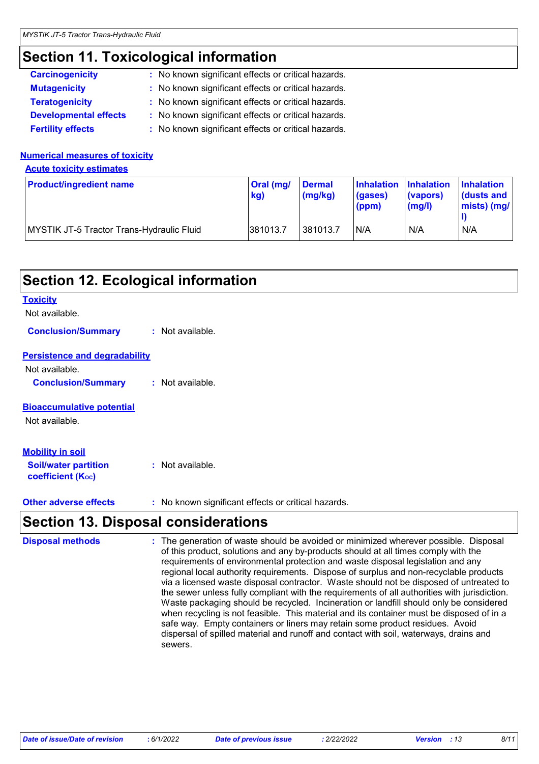## Section 11. Toxicological information

**Carcinogenicity** : No known significant effects or critical hazards.

**Mutagenicity** : No known significant effects or critical hazards.

**Teratogenicity** : No known significant effects or critical hazards.

**Developmental effects** : No known significant effects or critical hazards.

**Fertility effects** : No known significant effects or critical hazards.

**Numerical measures of toxicity**

**Acute toxicity estimates**

| Product/ingredient name | Oral (mg/kg) | Dermal (mg/kg) | Inhalation (gases) (ppm) | Inhalation (vapors) (mg/l) | Inhalation (dusts and mists) (mg/l) |
|---|---|---|---|---|---|
| MYSTIK JT-5 Tractor Trans-Hydraulic Fluid | 381013.7 | 381013.7 | N/A | N/A | N/A |

## Section 12. Ecological information

**Toxicity**

Not available.

**Conclusion/Summary** : Not available.

**Persistence and degradability**

Not available.

**Conclusion/Summary** : Not available.

**Bioaccumulative potential**

Not available.

**Mobility in soil**

**Soil/water partition coefficient ($K_{OC}$)** : Not available.

**Other adverse effects** : No known significant effects or critical hazards.

## Section 13. Disposal considerations

**Disposal methods** : The generation of waste should be avoided or minimized wherever possible. Disposal of this product, solutions and any by-products should at all times comply with the requirements of environmental protection and waste disposal legislation and any regional local authority requirements. Dispose of surplus and non-recyclable products via a licensed waste disposal contractor. Waste should not be disposed of untreated to the sewer unless fully compliant with the requirements of all authorities with jurisdiction. Waste packaging should be recycled. Incineration or landfill should only be considered when recycling is not feasible. This material and its container must be disposed of in a safe way. Empty containers or liners may retain some product residues. Avoid dispersal of spilled material and runoff and contact with soil, waterways, drains and sewers.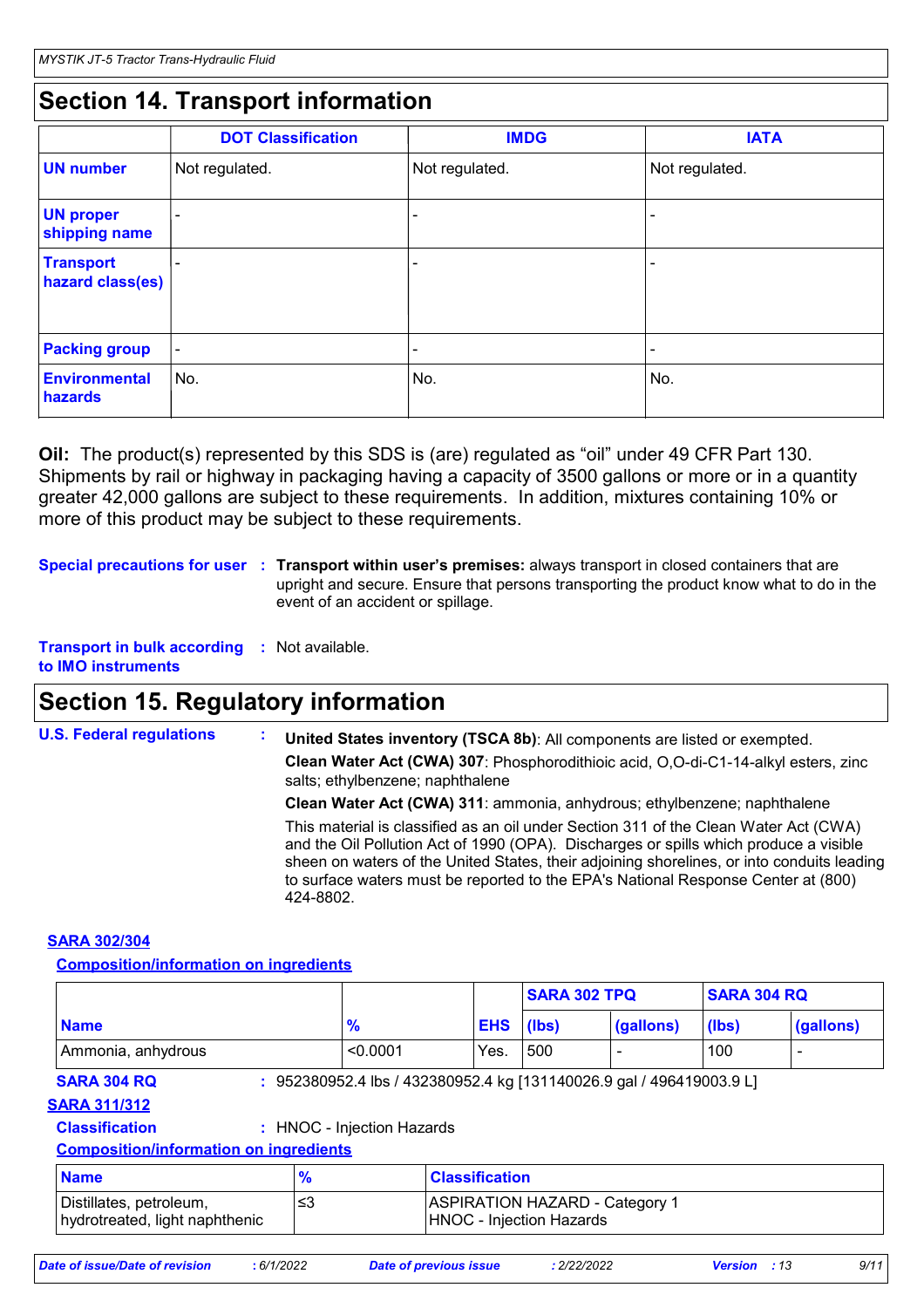## Section 14. Transport information

| | DOT Classification | IMDG | IATA |
|---|---|---|---|
| **UN number** | Not regulated. | Not regulated. | Not regulated. |
| **UN proper shipping name** | - | - | - |
| **Transport hazard class(es)** | - | - | - |
| **Packing group** | - | - | - |
| **Environmental hazards** | No. | No. | No. |

**Oil:** The product(s) represented by this SDS is (are) regulated as "oil" under 49 CFR Part 130. Shipments by rail or highway in packaging having a capacity of 3500 gallons or more or in a quantity greater 42,000 gallons are subject to these requirements. In addition, mixtures containing 10% or more of this product may be subject to these requirements.

**Special precautions for user** : **Transport within user's premises:** always transport in closed containers that are upright and secure. Ensure that persons transporting the product know what to do in the event of an accident or spillage.

**Transport in bulk according to IMO instruments** : Not available.

## Section 15. Regulatory information

**U.S. Federal regulations** : **United States inventory (TSCA 8b)**: All components are listed or exempted.

**Clean Water Act (CWA) 307**: Phosphorodithioic acid, O,O-di-C1-14-alkyl esters, zinc salts; ethylbenzene; naphthalene

**Clean Water Act (CWA) 311**: ammonia, anhydrous; ethylbenzene; naphthalene

This material is classified as an oil under Section 311 of the Clean Water Act (CWA) and the Oil Pollution Act of 1990 (OPA). Discharges or spills which produce a visible sheen on waters of the United States, their adjoining shorelines, or into conduits leading to surface waters must be reported to the EPA's National Response Center at (800) 424-8802.

**SARA 302/304**

**Composition/information on ingredients**

| | | | SARA 302 TPQ | | SARA 304 RQ | |
|---|---|---|---|---|---|---|
| **Name** | **%** | **EHS** | **(lbs)** | **(gallons)** | **(lbs)** | **(gallons)** |
| Ammonia, anhydrous | <0.0001 | Yes. | 500 | - | 100 | - |

**SARA 304 RQ** : 952380952.4 lbs / 432380952.4 kg [131140026.9 gal / 496419003.9 L]

**SARA 311/312**

**Classification** : HNOC - Injection Hazards

**Composition/information on ingredients**

| Name | % | Classification |
|---|---|---|
| Distillates, petroleum, hydrotreated, light naphthenic | ≤3 | ASPIRATION HAZARD - Category 1<br>HNOC - Injection Hazards |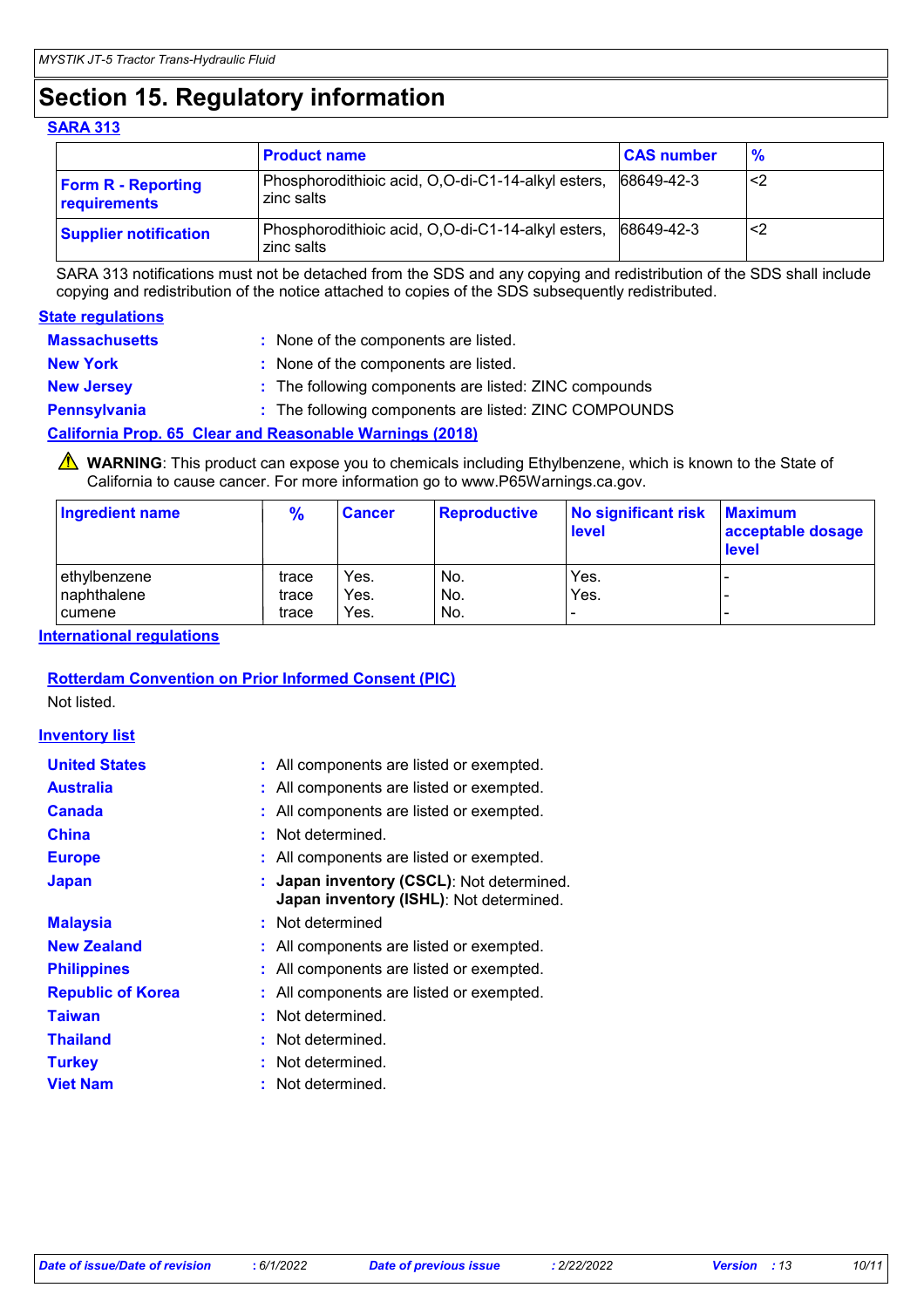# Section 15. Regulatory information

### SARA 313

| | Product name | CAS number | % |
|---|---|---|---|
| **Form R - Reporting requirements** | Phosphorodithioic acid, O,O-di-C1-14-alkyl esters, zinc salts | 68649-42-3 | <2 |
| **Supplier notification** | Phosphorodithioic acid, O,O-di-C1-14-alkyl esters, zinc salts | 68649-42-3 | <2 |

SARA 313 notifications must not be detached from the SDS and any copying and redistribution of the SDS shall include copying and redistribution of the notice attached to copies of the SDS subsequently redistributed.

### State regulations

**Massachusetts** : None of the components are listed.

**New York** : None of the components are listed.

**New Jersey** : The following components are listed: ZINC compounds

**Pennsylvania** : The following components are listed: ZINC COMPOUNDS

### California Prop. 65 Clear and Reasonable Warnings (2018)

⚠ **WARNING**: This product can expose you to chemicals including Ethylbenzene, which is known to the State of California to cause cancer. For more information go to www.P65Warnings.ca.gov.

| Ingredient name | % | Cancer | Reproductive | No significant risk level | Maximum acceptable dosage level |
|---|---|---|---|---|---|
| ethylbenzene | trace | Yes. | No. | Yes. | - |
| naphthalene | trace | Yes. | No. | Yes. | - |
| cumene | trace | Yes. | No. | - | - |

### International regulations

#### Rotterdam Convention on Prior Informed Consent (PIC)

Not listed.

### Inventory list

**United States** : All components are listed or exempted.

**Australia** : All components are listed or exempted.

**Canada** : All components are listed or exempted.

**China** : Not determined.

**Europe** : All components are listed or exempted.

**Japan** : **Japan inventory (CSCL)**: Not determined.
**Japan inventory (ISHL)**: Not determined.

**Malaysia** : Not determined

**New Zealand** : All components are listed or exempted.

**Philippines** : All components are listed or exempted.

**Republic of Korea** : All components are listed or exempted.

**Taiwan** : Not determined.

**Thailand** : Not determined.

**Turkey** : Not determined.

**Viet Nam** : Not determined.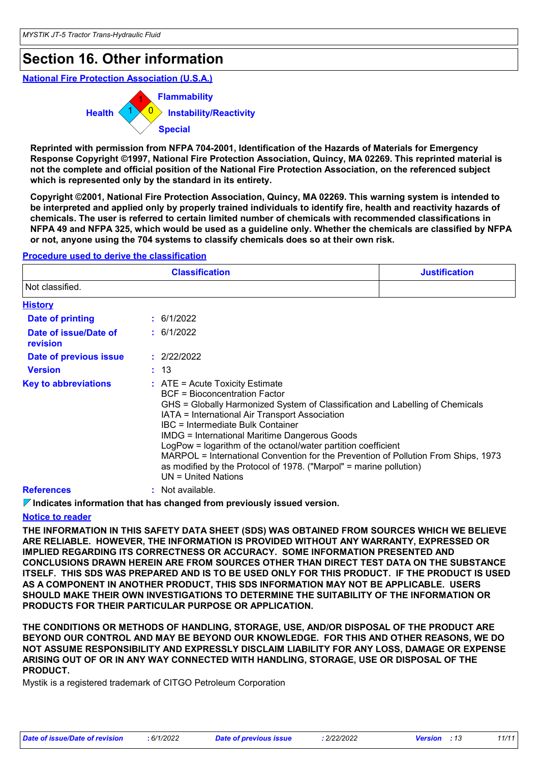# Section 16. Other information

**National Fire Protection Association (U.S.A.)**

Flammability: 1
Health: 1
Instability/Reactivity: 0
Special

**Reprinted with permission from NFPA 704-2001, Identification of the Hazards of Materials for Emergency Response Copyright ©1997, National Fire Protection Association, Quincy, MA 02269. This reprinted material is not the complete and official position of the National Fire Protection Association, on the referenced subject which is represented only by the standard in its entirety.**

**Copyright ©2001, National Fire Protection Association, Quincy, MA 02269. This warning system is intended to be interpreted and applied only by properly trained individuals to identify fire, health and reactivity hazards of chemicals. The user is referred to certain limited number of chemicals with recommended classifications in NFPA 49 and NFPA 325, which would be used as a guideline only. Whether the chemicals are classified by NFPA or not, anyone using the 704 systems to classify chemicals does so at their own risk.**

**Procedure used to derive the classification**

| Classification | Justification |
|---|---|
| Not classified. | |

**History**

**Date of printing** : 6/1/2022

**Date of issue/Date of revision** : 6/1/2022

**Date of previous issue** : 2/22/2022

**Version** : 13

**Key to abbreviations** :
ATE = Acute Toxicity Estimate
BCF = Bioconcentration Factor
GHS = Globally Harmonized System of Classification and Labelling of Chemicals
IATA = International Air Transport Association
IBC = Intermediate Bulk Container
IMDG = International Maritime Dangerous Goods
LogPow = logarithm of the octanol/water partition coefficient
MARPOL = International Convention for the Prevention of Pollution From Ships, 1973 as modified by the Protocol of 1978. ("Marpol" = marine pollution)
UN = United Nations

**References** : Not available.

**Indicates information that has changed from previously issued version.**

**Notice to reader**

**THE INFORMATION IN THIS SAFETY DATA SHEET (SDS) WAS OBTAINED FROM SOURCES WHICH WE BELIEVE ARE RELIABLE. HOWEVER, THE INFORMATION IS PROVIDED WITHOUT ANY WARRANTY, EXPRESSED OR IMPLIED REGARDING ITS CORRECTNESS OR ACCURACY. SOME INFORMATION PRESENTED AND CONCLUSIONS DRAWN HEREIN ARE FROM SOURCES OTHER THAN DIRECT TEST DATA ON THE SUBSTANCE ITSELF. THIS SDS WAS PREPARED AND IS TO BE USED ONLY FOR THIS PRODUCT. IF THE PRODUCT IS USED AS A COMPONENT IN ANOTHER PRODUCT, THIS SDS INFORMATION MAY NOT BE APPLICABLE. USERS SHOULD MAKE THEIR OWN INVESTIGATIONS TO DETERMINE THE SUITABILITY OF THE INFORMATION OR PRODUCTS FOR THEIR PARTICULAR PURPOSE OR APPLICATION.**

**THE CONDITIONS OR METHODS OF HANDLING, STORAGE, USE, AND/OR DISPOSAL OF THE PRODUCT ARE BEYOND OUR CONTROL AND MAY BE BEYOND OUR KNOWLEDGE. FOR THIS AND OTHER REASONS, WE DO NOT ASSUME RESPONSIBILITY AND EXPRESSLY DISCLAIM LIABILITY FOR ANY LOSS, DAMAGE OR EXPENSE ARISING OUT OF OR IN ANY WAY CONNECTED WITH HANDLING, STORAGE, USE OR DISPOSAL OF THE PRODUCT.**

Mystik is a registered trademark of CITGO Petroleum Corporation